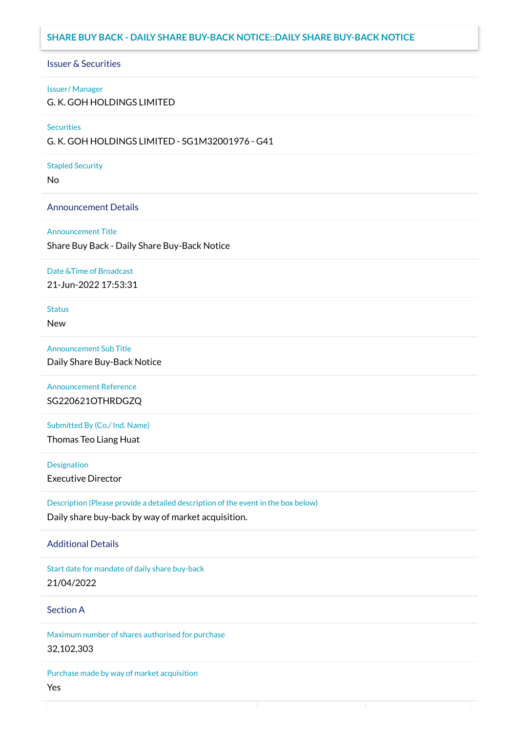# SHARE BUY BACK - DAILY SHARE BUY-BACK NOTICE::DAILY SHARE BUY-BACK NOTICE

## Issuer & Securities

**Issuer/ Manager**

G. K. GOH HOLDINGS LIMITED

**Securities**

G. K. GOH HOLDINGS LIMITED - SG1M32001976 - G41

**Stapled Security**

No

## Announcement Details

**Announcement Title**

Share Buy Back - Daily Share Buy-Back Notice

**Date &Time of Broadcast**

21-Jun-2022 17:53:31

**Status**

New

**Announcement Sub Title**

Daily Share Buy-Back Notice

**Announcement Reference**

SG220621OTHRDGZQ

**Submitted By (Co./ Ind. Name)**

Thomas Teo Liang Huat

**Designation**

Executive Director

**Description (Please provide a detailed description of the event in the box below)**

Daily share buy-back by way of market acquisition.

## Additional Details

**Start date for mandate of daily share buy-back**

21/04/2022

## Section A

**Maximum number of shares authorised for purchase**

32,102,303

**Purchase made by way of market acquisition**

Yes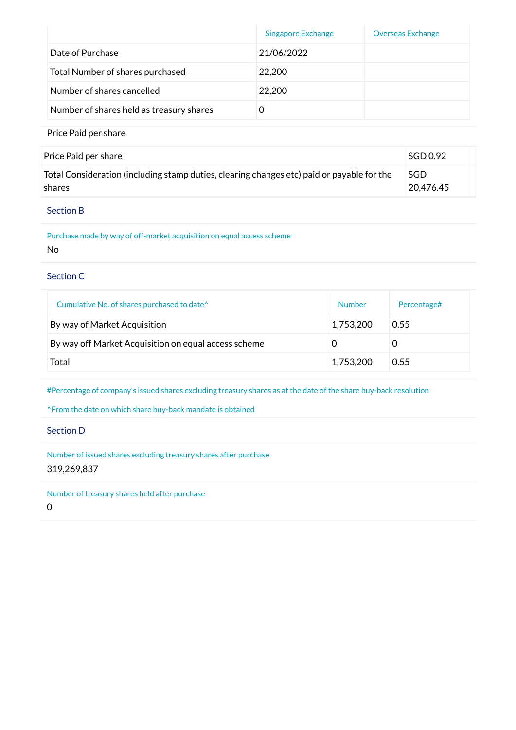| | Singapore Exchange | Overseas Exchange |
|---|---|---|
| Date of Purchase | 21/06/2022 | |
| Total Number of shares purchased | 22,200 | |
| Number of shares cancelled | 22,200 | |
| Number of shares held as treasury shares | 0 | |

Price Paid per share

| | |
|---|---|
| Price Paid per share | SGD 0.92 |
| Total Consideration (including stamp duties, clearing changes etc) paid or payable for the shares | SGD 20,476.45 |

## Section B

Purchase made by way of off-market acquisition on equal access scheme

No

## Section C

| Cumulative No. of shares purchased to date^ | Number | Percentage# |
|---|---|---|
| By way of Market Acquisition | 1,753,200 | 0.55 |
| By way off Market Acquisition on equal access scheme | 0 | 0 |
| Total | 1,753,200 | 0.55 |

#Percentage of company's issued shares excluding treasury shares as at the date of the share buy-back resolution

^From the date on which share buy-back mandate is obtained

## Section D

Number of issued shares excluding treasury shares after purchase

319,269,837

Number of treasury shares held after purchase

0